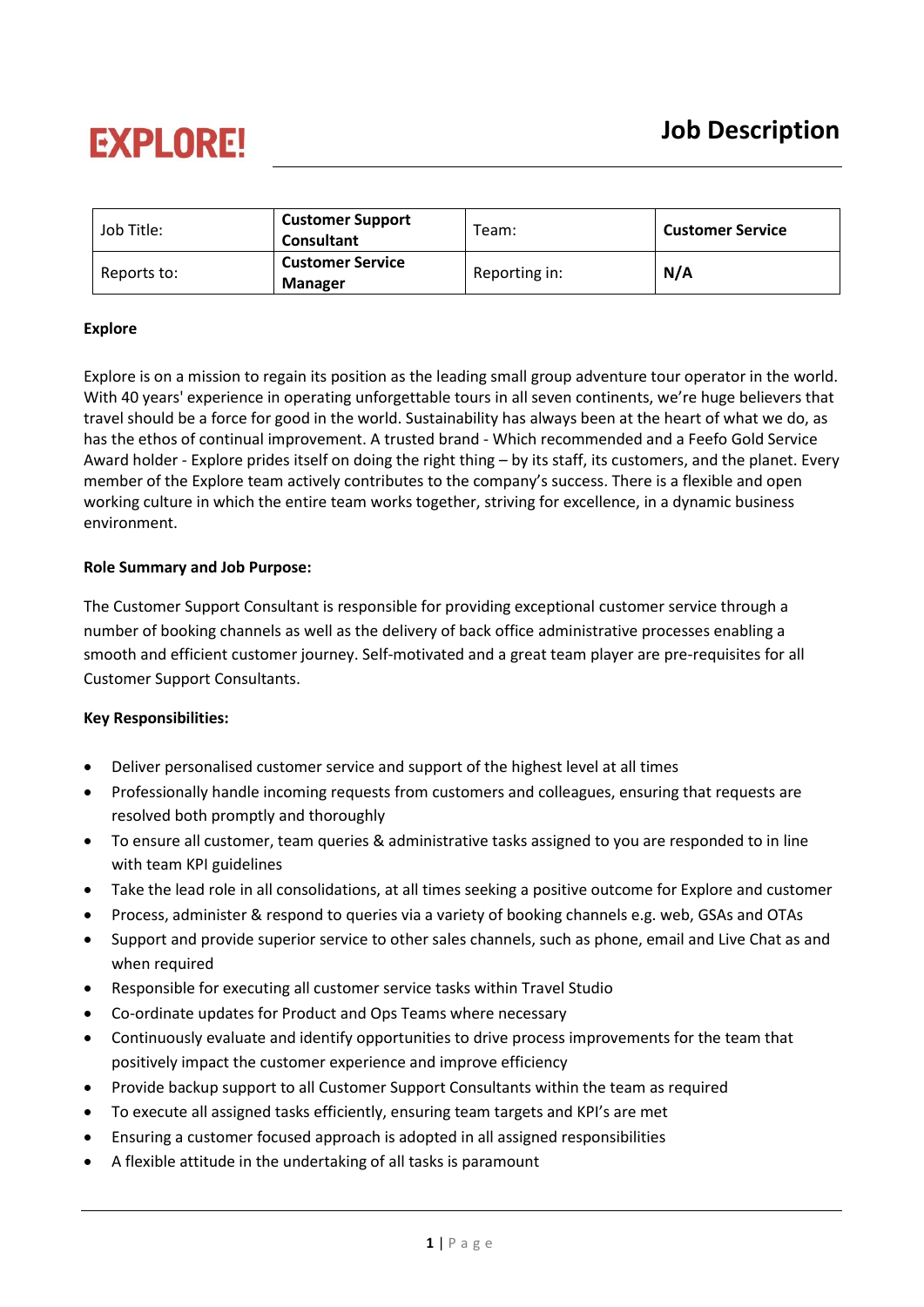# EXPLORE!

## Job Description

| Job Title: | **Customer Support Consultant** | Team: | **Customer Service** |
|---|---|---|---|
| Reports to: | **Customer Service Manager** | Reporting in: | **N/A** |

**Explore**

Explore is on a mission to regain its position as the leading small group adventure tour operator in the world. With 40 years' experience in operating unforgettable tours in all seven continents, we're huge believers that travel should be a force for good in the world. Sustainability has always been at the heart of what we do, as has the ethos of continual improvement. A trusted brand - Which recommended and a Feefo Gold Service Award holder - Explore prides itself on doing the right thing – by its staff, its customers, and the planet. Every member of the Explore team actively contributes to the company's success. There is a flexible and open working culture in which the entire team works together, striving for excellence, in a dynamic business environment.

**Role Summary and Job Purpose:**

The Customer Support Consultant is responsible for providing exceptional customer service through a number of booking channels as well as the delivery of back office administrative processes enabling a smooth and efficient customer journey. Self-motivated and a great team player are pre-requisites for all Customer Support Consultants.

**Key Responsibilities:**

- Deliver personalised customer service and support of the highest level at all times
- Professionally handle incoming requests from customers and colleagues, ensuring that requests are resolved both promptly and thoroughly
- To ensure all customer, team queries & administrative tasks assigned to you are responded to in line with team KPI guidelines
- Take the lead role in all consolidations, at all times seeking a positive outcome for Explore and customer
- Process, administer & respond to queries via a variety of booking channels e.g. web, GSAs and OTAs
- Support and provide superior service to other sales channels, such as phone, email and Live Chat as and when required
- Responsible for executing all customer service tasks within Travel Studio
- Co-ordinate updates for Product and Ops Teams where necessary
- Continuously evaluate and identify opportunities to drive process improvements for the team that positively impact the customer experience and improve efficiency
- Provide backup support to all Customer Support Consultants within the team as required
- To execute all assigned tasks efficiently, ensuring team targets and KPI's are met
- Ensuring a customer focused approach is adopted in all assigned responsibilities
- A flexible attitude in the undertaking of all tasks is paramount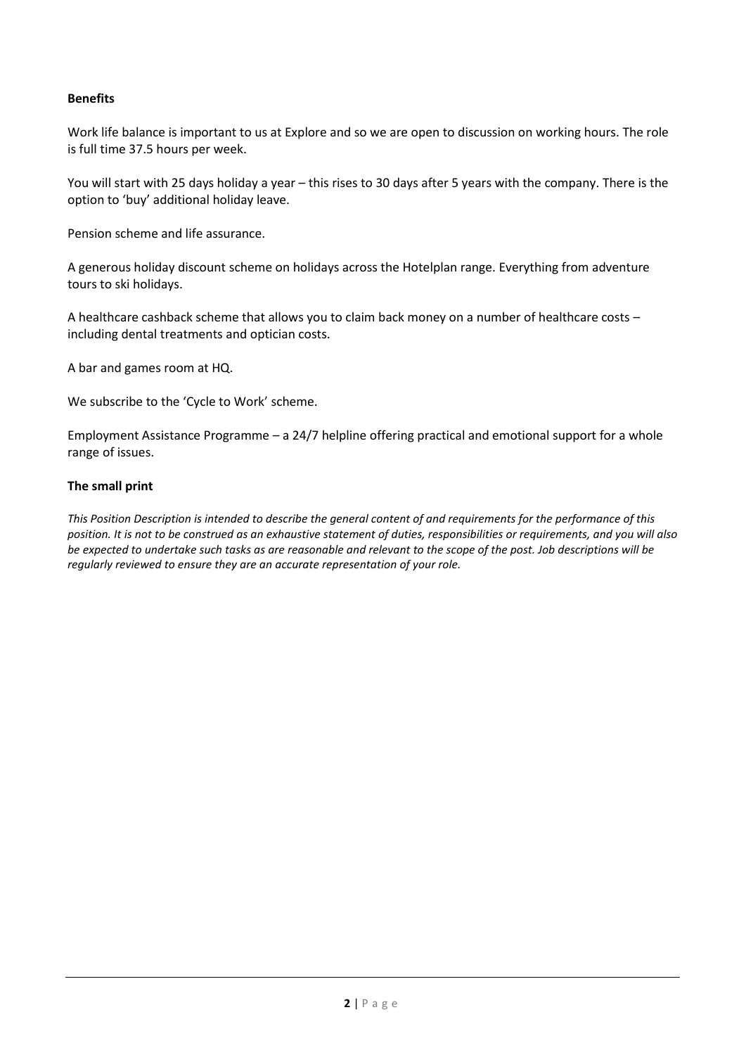**Benefits**

Work life balance is important to us at Explore and so we are open to discussion on working hours. The role is full time 37.5 hours per week.

You will start with 25 days holiday a year – this rises to 30 days after 5 years with the company. There is the option to 'buy' additional holiday leave.

Pension scheme and life assurance.

A generous holiday discount scheme on holidays across the Hotelplan range. Everything from adventure tours to ski holidays.

A healthcare cashback scheme that allows you to claim back money on a number of healthcare costs – including dental treatments and optician costs.

A bar and games room at HQ.

We subscribe to the 'Cycle to Work' scheme.

Employment Assistance Programme – a 24/7 helpline offering practical and emotional support for a whole range of issues.

**The small print**

*This Position Description is intended to describe the general content of and requirements for the performance of this position. It is not to be construed as an exhaustive statement of duties, responsibilities or requirements, and you will also be expected to undertake such tasks as are reasonable and relevant to the scope of the post. Job descriptions will be regularly reviewed to ensure they are an accurate representation of your role.*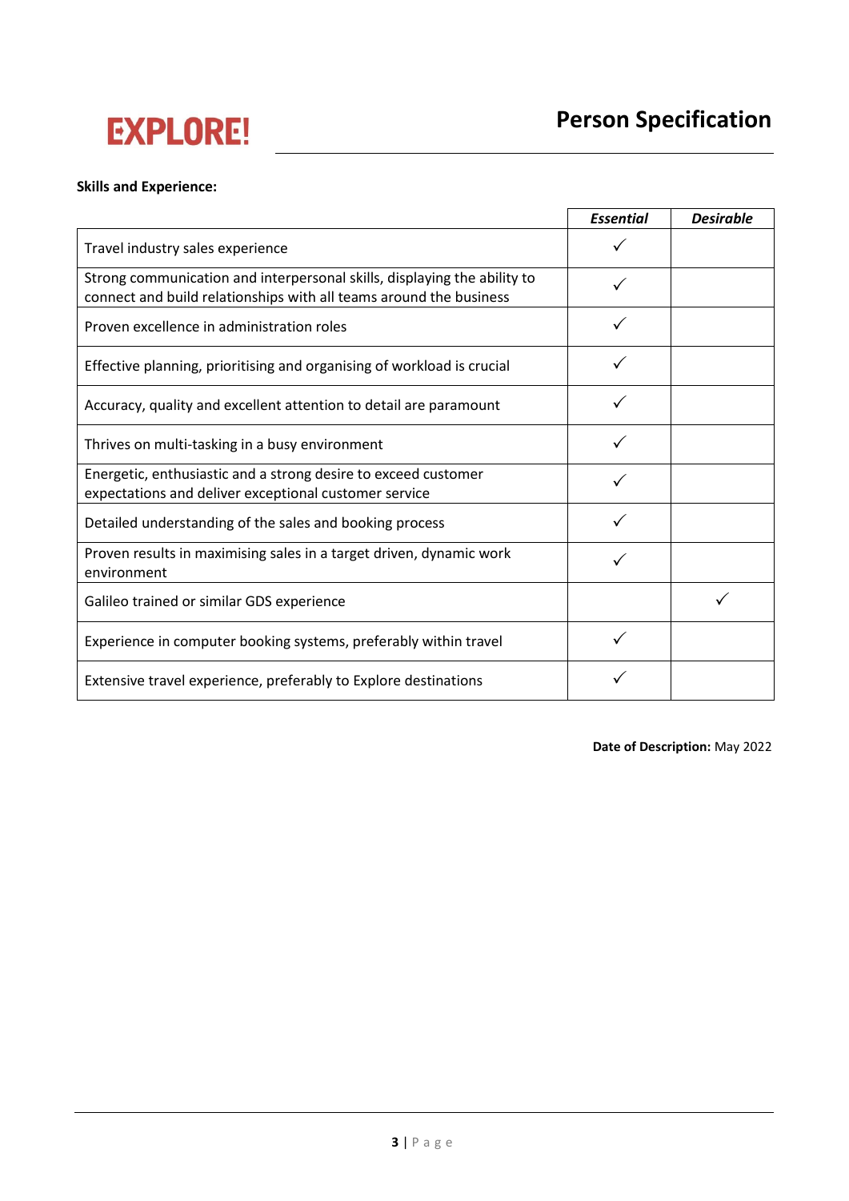EXPLORE!

# Person Specification

**Skills and Experience:**

| | ***Essential*** | ***Desirable*** |
|---|---|---|
| Travel industry sales experience | ✓ | |
| Strong communication and interpersonal skills, displaying the ability to connect and build relationships with all teams around the business | ✓ | |
| Proven excellence in administration roles | ✓ | |
| Effective planning, prioritising and organising of workload is crucial | ✓ | |
| Accuracy, quality and excellent attention to detail are paramount | ✓ | |
| Thrives on multi-tasking in a busy environment | ✓ | |
| Energetic, enthusiastic and a strong desire to exceed customer expectations and deliver exceptional customer service | ✓ | |
| Detailed understanding of the sales and booking process | ✓ | |
| Proven results in maximising sales in a target driven, dynamic work environment | ✓ | |
| Galileo trained or similar GDS experience | | ✓ |
| Experience in computer booking systems, preferably within travel | ✓ | |
| Extensive travel experience, preferably to Explore destinations | ✓ | |

**Date of Description:** May 2022